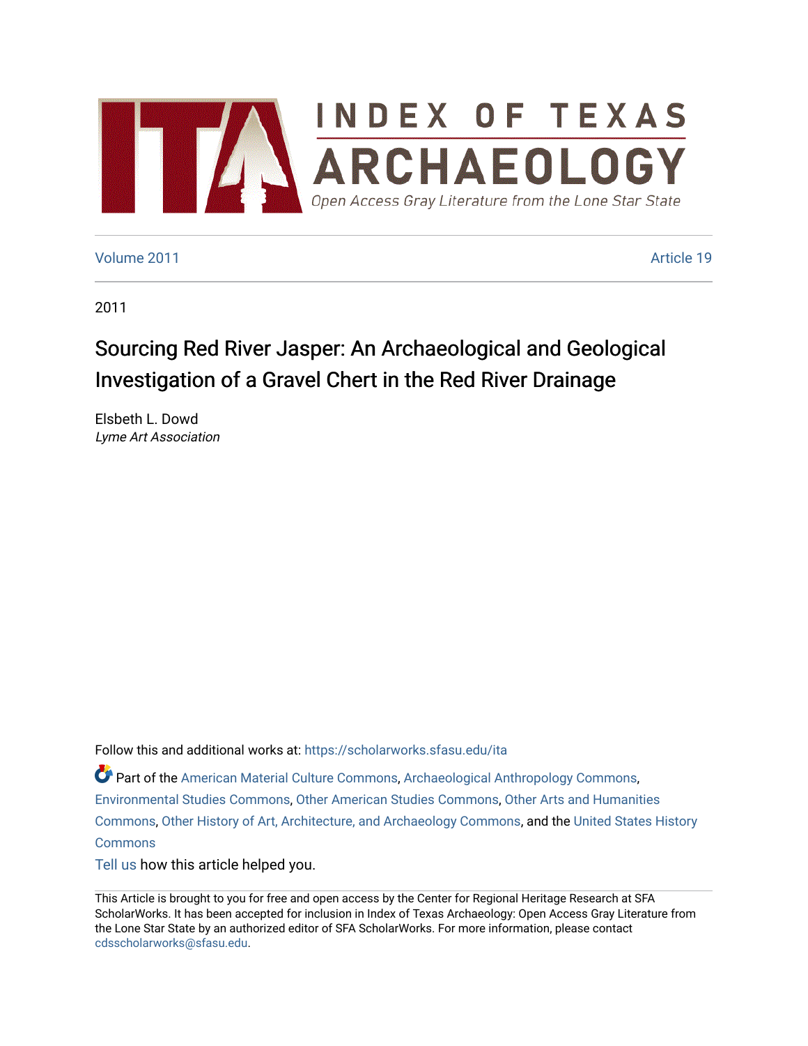# INDEX OF TEXAS ARCHAEOLOGY

Open Access Gray Literature from the Lone Star State

Volume 2011 | Article 19

2011

# Sourcing Red River Jasper: An Archaeological and Geological Investigation of a Gravel Chert in the Red River Drainage

Elsbeth L. Dowd
*Lyme Art Association*

Follow this and additional works at: https://scholarworks.sfasu.edu/ita

Part of the American Material Culture Commons, Archaeological Anthropology Commons, Environmental Studies Commons, Other American Studies Commons, Other Arts and Humanities Commons, Other History of Art, Architecture, and Archaeology Commons, and the United States History Commons

Tell us how this article helped you.

This Article is brought to you for free and open access by the Center for Regional Heritage Research at SFA ScholarWorks. It has been accepted for inclusion in Index of Texas Archaeology: Open Access Gray Literature from the Lone Star State by an authorized editor of SFA ScholarWorks. For more information, please contact cdsscholarworks@sfasu.edu.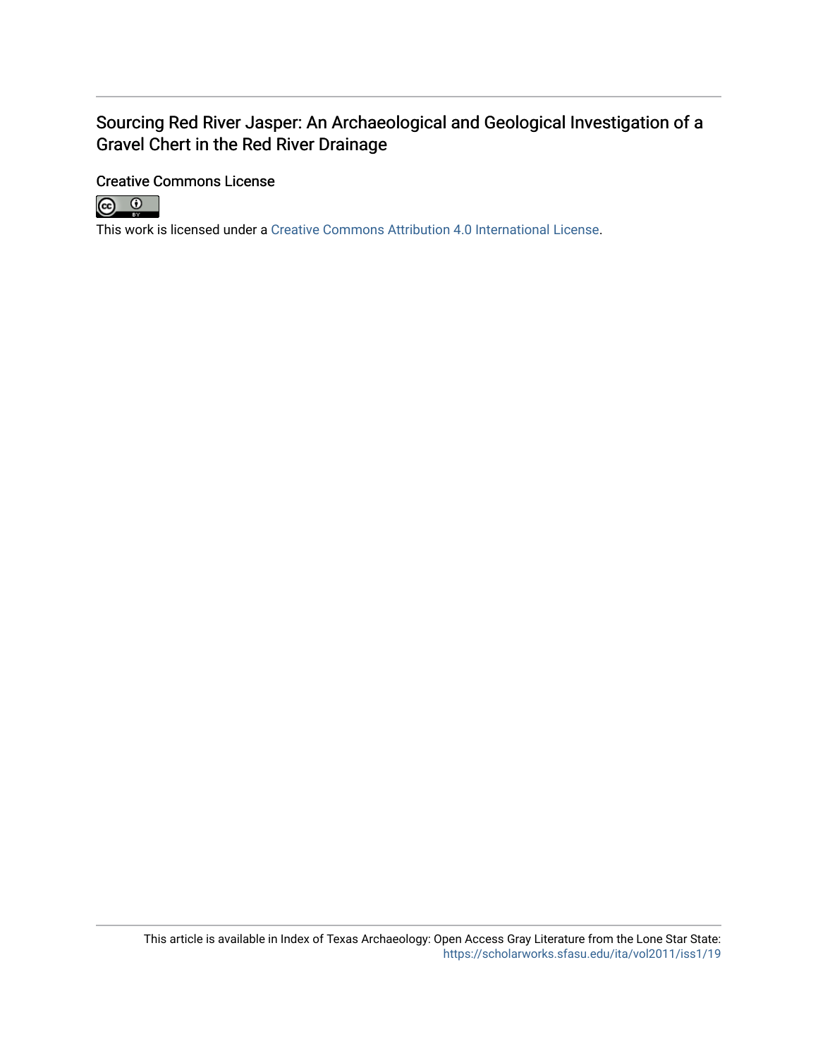Sourcing Red River Jasper: An Archaeological and Geological Investigation of a Gravel Chert in the Red River Drainage

Creative Commons License

This work is licensed under a Creative Commons Attribution 4.0 International License.

This article is available in Index of Texas Archaeology: Open Access Gray Literature from the Lone Star State: https://scholarworks.sfasu.edu/ita/vol2011/iss1/19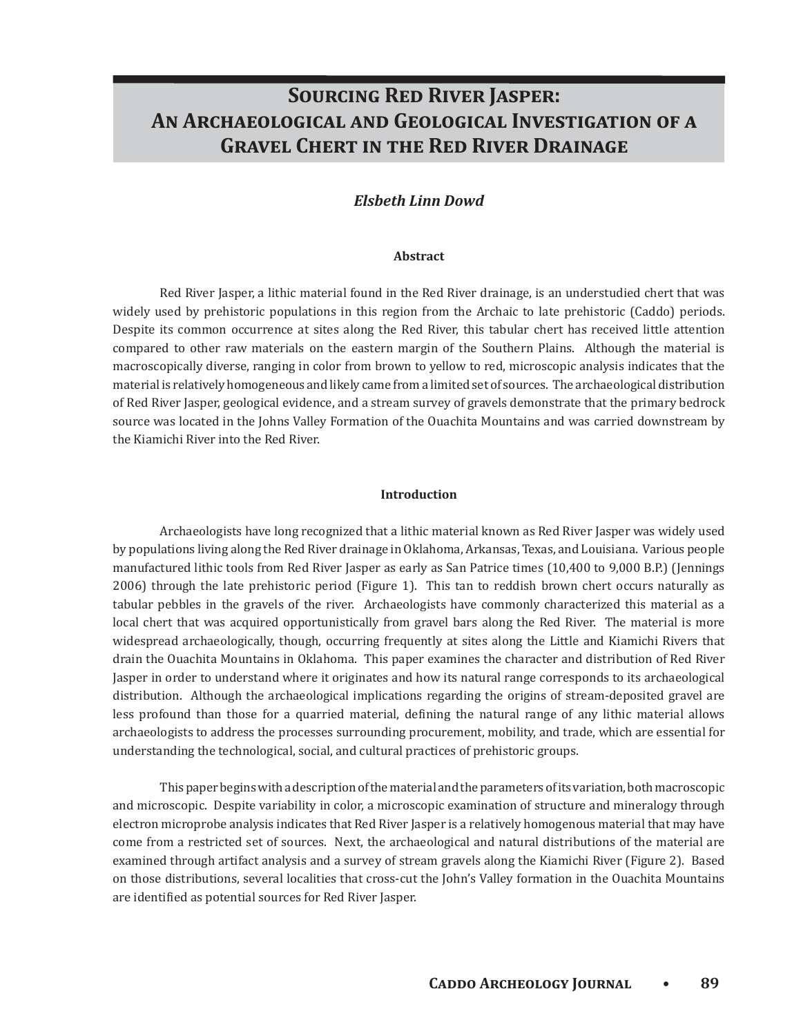# Sourcing Red River Jasper: An Archaeological and Geological Investigation of a Gravel Chert in the Red River Drainage

***Elsbeth Linn Dowd***

### Abstract

Red River Jasper, a lithic material found in the Red River drainage, is an understudied chert that was widely used by prehistoric populations in this region from the Archaic to late prehistoric (Caddo) periods. Despite its common occurrence at sites along the Red River, this tabular chert has received little attention compared to other raw materials on the eastern margin of the Southern Plains. Although the material is macroscopically diverse, ranging in color from brown to yellow to red, microscopic analysis indicates that the material is relatively homogeneous and likely came from a limited set of sources. The archaeological distribution of Red River Jasper, geological evidence, and a stream survey of gravels demonstrate that the primary bedrock source was located in the Johns Valley Formation of the Ouachita Mountains and was carried downstream by the Kiamichi River into the Red River.

### Introduction

Archaeologists have long recognized that a lithic material known as Red River Jasper was widely used by populations living along the Red River drainage in Oklahoma, Arkansas, Texas, and Louisiana. Various people manufactured lithic tools from Red River Jasper as early as San Patrice times (10,400 to 9,000 B.P.) (Jennings 2006) through the late prehistoric period (Figure 1). This tan to reddish brown chert occurs naturally as tabular pebbles in the gravels of the river. Archaeologists have commonly characterized this material as a local chert that was acquired opportunistically from gravel bars along the Red River. The material is more widespread archaeologically, though, occurring frequently at sites along the Little and Kiamichi Rivers that drain the Ouachita Mountains in Oklahoma. This paper examines the character and distribution of Red River Jasper in order to understand where it originates and how its natural range corresponds to its archaeological distribution. Although the archaeological implications regarding the origins of stream-deposited gravel are less profound than those for a quarried material, defining the natural range of any lithic material allows archaeologists to address the processes surrounding procurement, mobility, and trade, which are essential for understanding the technological, social, and cultural practices of prehistoric groups.

This paper begins with a description of the material and the parameters of its variation, both macroscopic and microscopic. Despite variability in color, a microscopic examination of structure and mineralogy through electron microprobe analysis indicates that Red River Jasper is a relatively homogenous material that may have come from a restricted set of sources. Next, the archaeological and natural distributions of the material are examined through artifact analysis and a survey of stream gravels along the Kiamichi River (Figure 2). Based on those distributions, several localities that cross-cut the John's Valley formation in the Ouachita Mountains are identified as potential sources for Red River Jasper.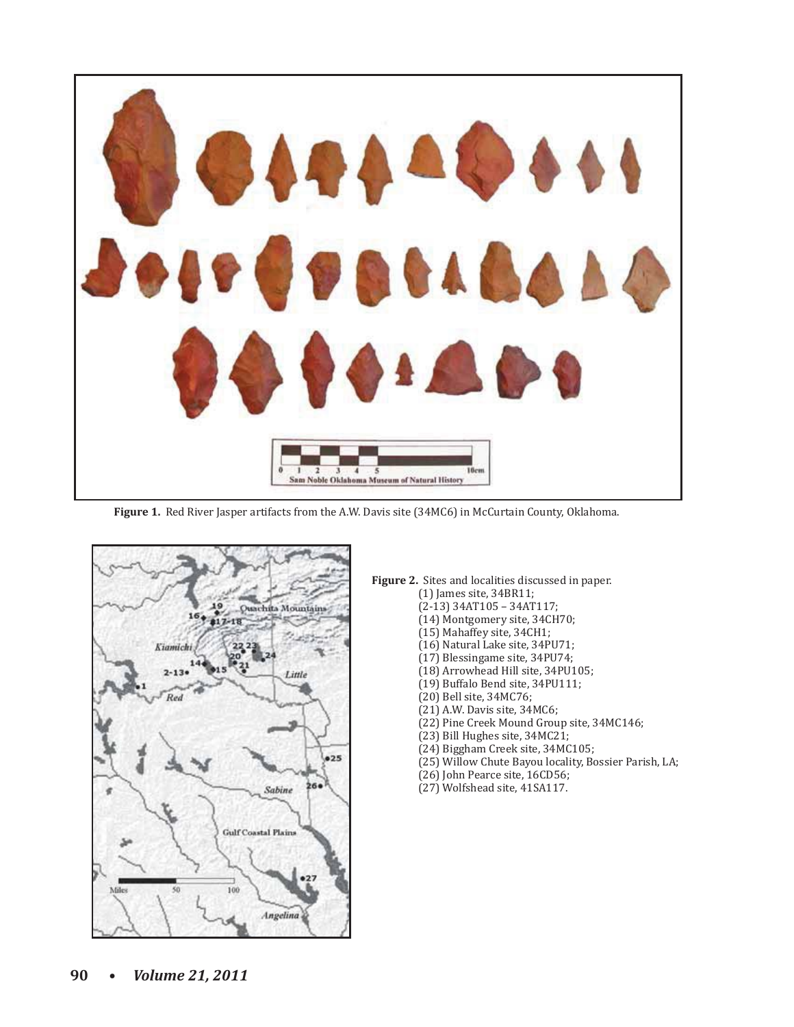**Figure 1.** Red River Jasper artifacts from the A.W. Davis site (34MC6) in McCurtain County, Oklahoma.

**Figure 2.** Sites and localities discussed in paper.

(1) James site, 34BR11;
(2-13) 34AT105 – 34AT117;
(14) Montgomery site, 34CH70;
(15) Mahaffey site, 34CH1;
(16) Natural Lake site, 34PU71;
(17) Blessingame site, 34PU74;
(18) Arrowhead Hill site, 34PU105;
(19) Buffalo Bend site, 34PU111;
(20) Bell site, 34MC76;
(21) A.W. Davis site, 34MC6;
(22) Pine Creek Mound Group site, 34MC146;
(23) Bill Hughes site, 34MC21;
(24) Biggham Creek site, 34MC105;
(25) Willow Chute Bayou locality, Bossier Parish, LA;
(26) John Pearce site, 16CD56;
(27) Wolfshead site, 41SA117.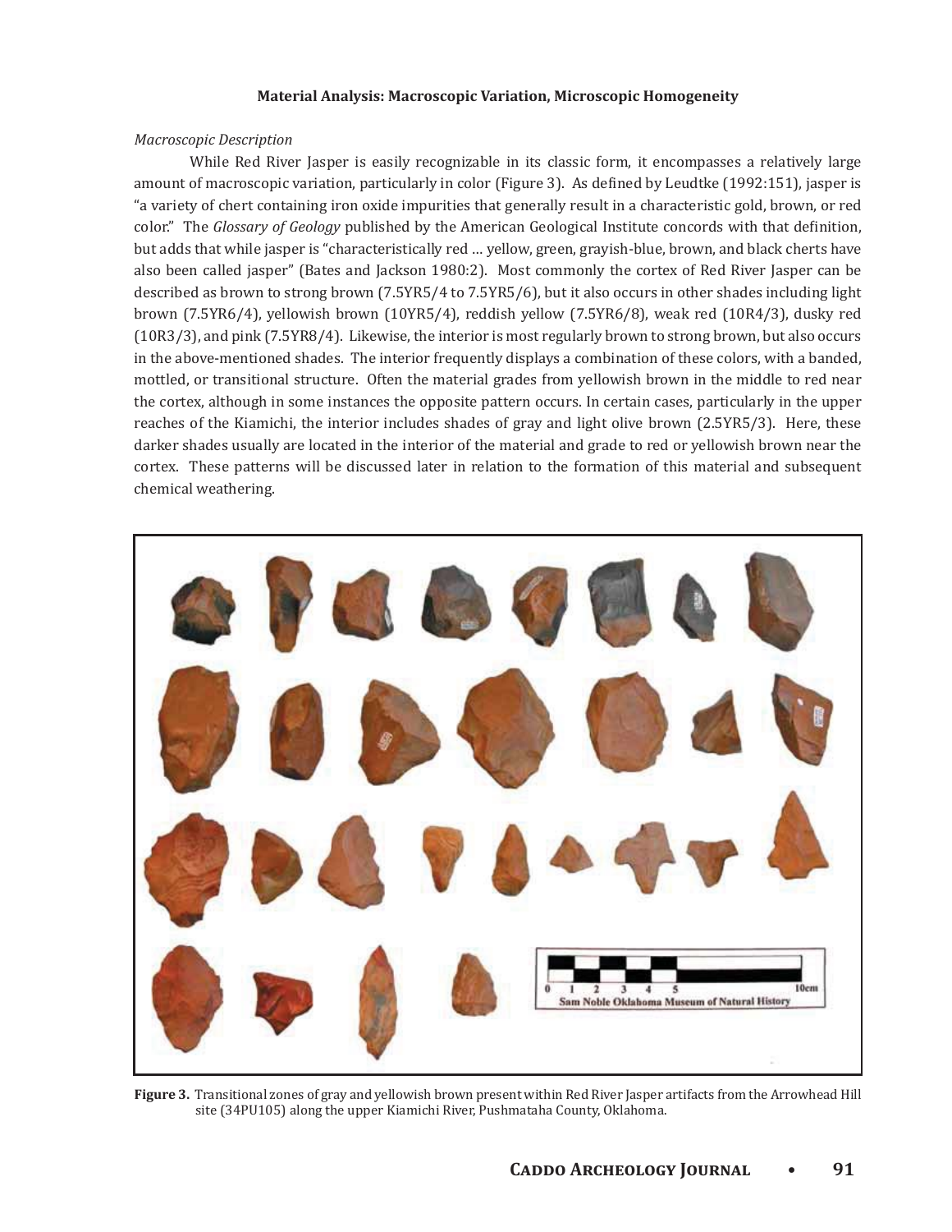### Material Analysis: Macroscopic Variation, Microscopic Homogeneity

*Macroscopic Description*

While Red River Jasper is easily recognizable in its classic form, it encompasses a relatively large amount of macroscopic variation, particularly in color (Figure 3). As defined by Leudtke (1992:151), jasper is "a variety of chert containing iron oxide impurities that generally result in a characteristic gold, brown, or red color." The *Glossary of Geology* published by the American Geological Institute concords with that definition, but adds that while jasper is "characteristically red … yellow, green, grayish-blue, brown, and black cherts have also been called jasper" (Bates and Jackson 1980:2). Most commonly the cortex of Red River Jasper can be described as brown to strong brown (7.5YR5/4 to 7.5YR5/6), but it also occurs in other shades including light brown (7.5YR6/4), yellowish brown (10YR5/4), reddish yellow (7.5YR6/8), weak red (10R4/3), dusky red (10R3/3), and pink (7.5YR8/4). Likewise, the interior is most regularly brown to strong brown, but also occurs in the above-mentioned shades. The interior frequently displays a combination of these colors, with a banded, mottled, or transitional structure. Often the material grades from yellowish brown in the middle to red near the cortex, although in some instances the opposite pattern occurs. In certain cases, particularly in the upper reaches of the Kiamichi, the interior includes shades of gray and light olive brown (2.5YR5/3). Here, these darker shades usually are located in the interior of the material and grade to red or yellowish brown near the cortex. These patterns will be discussed later in relation to the formation of this material and subsequent chemical weathering.

**Figure 3.** Transitional zones of gray and yellowish brown present within Red River Jasper artifacts from the Arrowhead Hill site (34PU105) along the upper Kiamichi River, Pushmataha County, Oklahoma.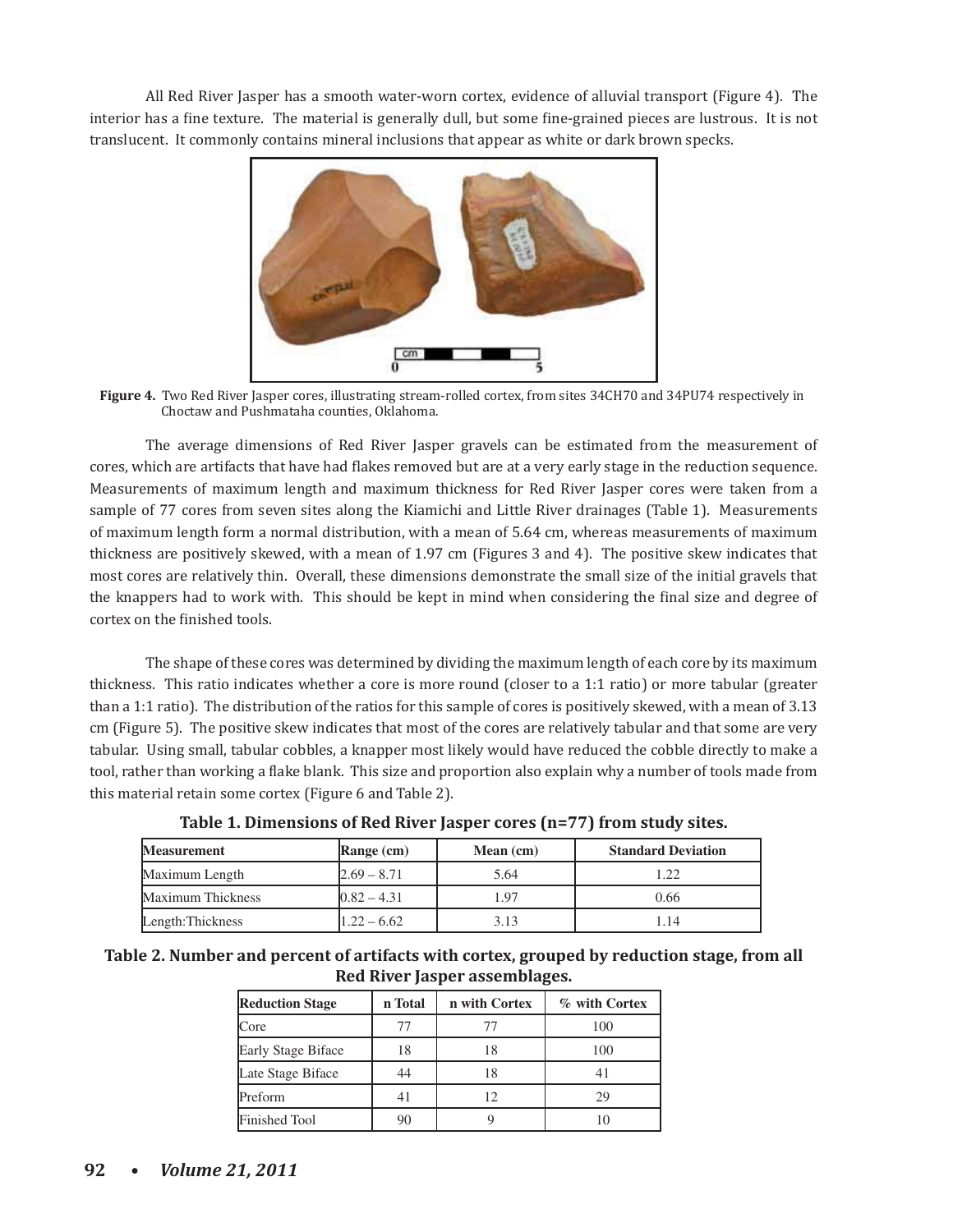All Red River Jasper has a smooth water-worn cortex, evidence of alluvial transport (Figure 4). The interior has a fine texture. The material is generally dull, but some fine-grained pieces are lustrous. It is not translucent. It commonly contains mineral inclusions that appear as white or dark brown specks.

**Figure 4.** Two Red River Jasper cores, illustrating stream-rolled cortex, from sites 34CH70 and 34PU74 respectively in Choctaw and Pushmataha counties, Oklahoma.

The average dimensions of Red River Jasper gravels can be estimated from the measurement of cores, which are artifacts that have had flakes removed but are at a very early stage in the reduction sequence. Measurements of maximum length and maximum thickness for Red River Jasper cores were taken from a sample of 77 cores from seven sites along the Kiamichi and Little River drainages (Table 1). Measurements of maximum length form a normal distribution, with a mean of 5.64 cm, whereas measurements of maximum thickness are positively skewed, with a mean of 1.97 cm (Figures 3 and 4). The positive skew indicates that most cores are relatively thin. Overall, these dimensions demonstrate the small size of the initial gravels that the knappers had to work with. This should be kept in mind when considering the final size and degree of cortex on the finished tools.

The shape of these cores was determined by dividing the maximum length of each core by its maximum thickness. This ratio indicates whether a core is more round (closer to a 1:1 ratio) or more tabular (greater than a 1:1 ratio). The distribution of the ratios for this sample of cores is positively skewed, with a mean of 3.13 cm (Figure 5). The positive skew indicates that most of the cores are relatively tabular and that some are very tabular. Using small, tabular cobbles, a knapper most likely would have reduced the cobble directly to make a tool, rather than working a flake blank. This size and proportion also explain why a number of tools made from this material retain some cortex (Figure 6 and Table 2).

**Table 1. Dimensions of Red River Jasper cores (n=77) from study sites.**

| Measurement | Range (cm) | Mean (cm) | Standard Deviation |
|---|---|---|---|
| Maximum Length | 2.69 – 8.71 | 5.64 | 1.22 |
| Maximum Thickness | 0.82 – 4.31 | 1.97 | 0.66 |
| Length:Thickness | 1.22 – 6.62 | 3.13 | 1.14 |

**Table 2. Number and percent of artifacts with cortex, grouped by reduction stage, from all Red River Jasper assemblages.**

| Reduction Stage | n Total | n with Cortex | % with Cortex |
|---|---|---|---|
| Core | 77 | 77 | 100 |
| Early Stage Biface | 18 | 18 | 100 |
| Late Stage Biface | 44 | 18 | 41 |
| Preform | 41 | 12 | 29 |
| Finished Tool | 90 | 9 | 10 |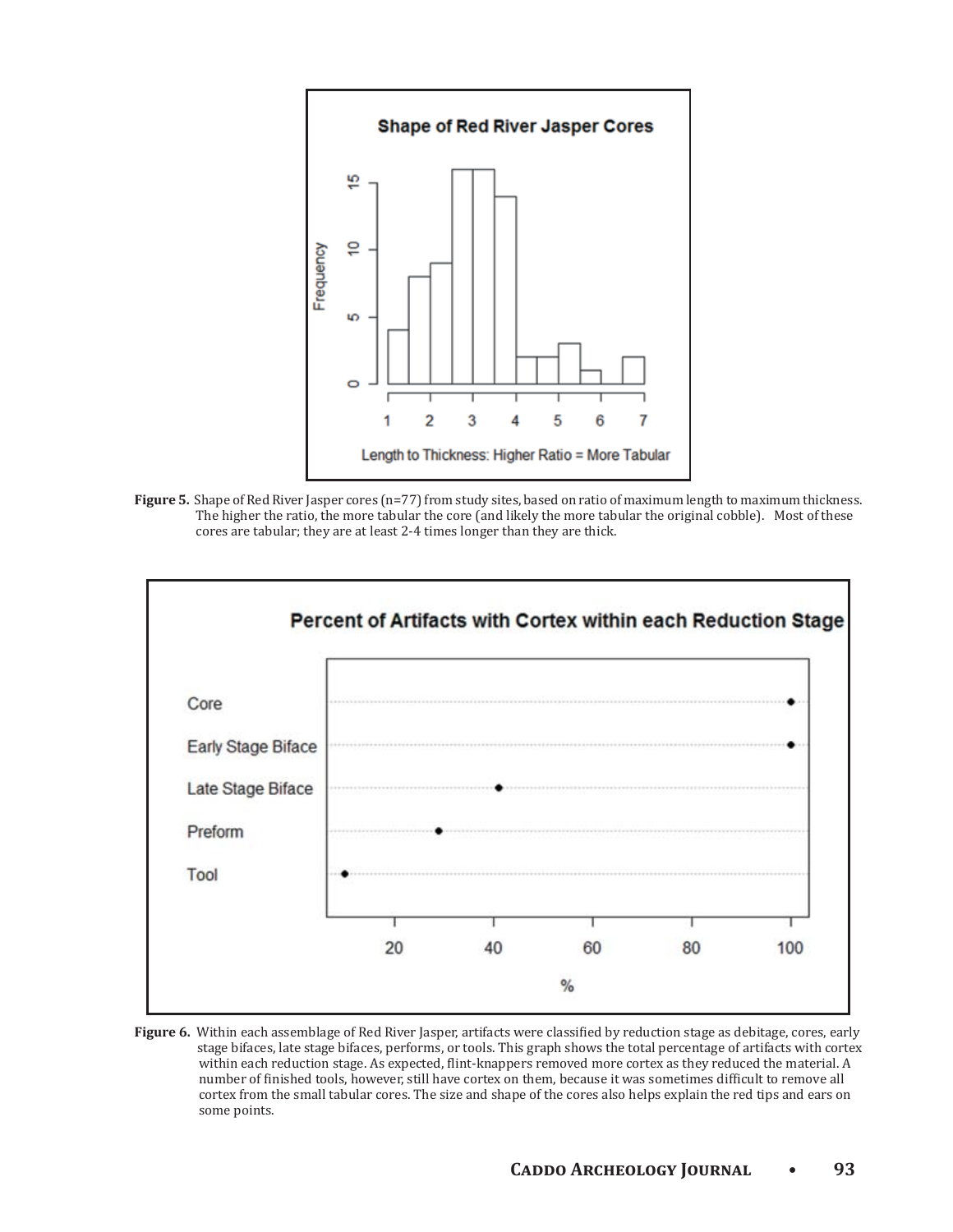**Figure 5.** Shape of Red River Jasper cores (n=77) from study sites, based on ratio of maximum length to maximum thickness. The higher the ratio, the more tabular the core (and likely the more tabular the original cobble). Most of these cores are tabular; they are at least 2-4 times longer than they are thick.

**Figure 6.** Within each assemblage of Red River Jasper, artifacts were classified by reduction stage as debitage, cores, early stage bifaces, late stage bifaces, performs, or tools. This graph shows the total percentage of artifacts with cortex within each reduction stage. As expected, flint-knappers removed more cortex as they reduced the material. A number of finished tools, however, still have cortex on them, because it was sometimes difficult to remove all cortex from the small tabular cores. The size and shape of the cores also helps explain the red tips and ears on some points.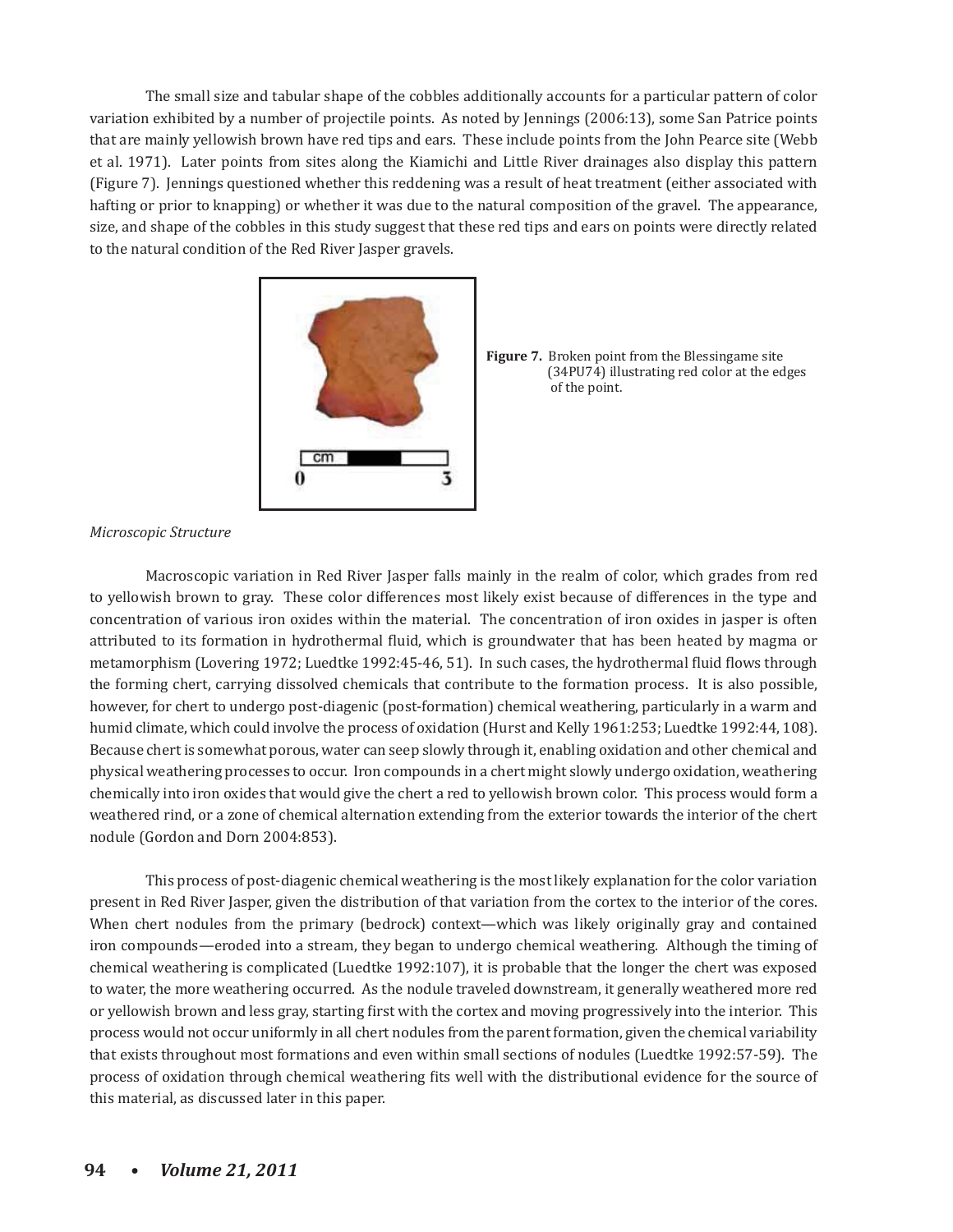The small size and tabular shape of the cobbles additionally accounts for a particular pattern of color variation exhibited by a number of projectile points. As noted by Jennings (2006:13), some San Patrice points that are mainly yellowish brown have red tips and ears. These include points from the John Pearce site (Webb et al. 1971). Later points from sites along the Kiamichi and Little River drainages also display this pattern (Figure 7). Jennings questioned whether this reddening was a result of heat treatment (either associated with hafting or prior to knapping) or whether it was due to the natural composition of the gravel. The appearance, size, and shape of the cobbles in this study suggest that these red tips and ears on points were directly related to the natural condition of the Red River Jasper gravels.

**Figure 7.** Broken point from the Blessingame site (34PU74) illustrating red color at the edges of the point.

*Microscopic Structure*

Macroscopic variation in Red River Jasper falls mainly in the realm of color, which grades from red to yellowish brown to gray. These color differences most likely exist because of differences in the type and concentration of various iron oxides within the material. The concentration of iron oxides in jasper is often attributed to its formation in hydrothermal fluid, which is groundwater that has been heated by magma or metamorphism (Lovering 1972; Luedtke 1992:45-46, 51). In such cases, the hydrothermal fluid flows through the forming chert, carrying dissolved chemicals that contribute to the formation process. It is also possible, however, for chert to undergo post-diagenic (post-formation) chemical weathering, particularly in a warm and humid climate, which could involve the process of oxidation (Hurst and Kelly 1961:253; Luedtke 1992:44, 108). Because chert is somewhat porous, water can seep slowly through it, enabling oxidation and other chemical and physical weathering processes to occur. Iron compounds in a chert might slowly undergo oxidation, weathering chemically into iron oxides that would give the chert a red to yellowish brown color. This process would form a weathered rind, or a zone of chemical alternation extending from the exterior towards the interior of the chert nodule (Gordon and Dorn 2004:853).

This process of post-diagenic chemical weathering is the most likely explanation for the color variation present in Red River Jasper, given the distribution of that variation from the cortex to the interior of the cores. When chert nodules from the primary (bedrock) context—which was likely originally gray and contained iron compounds—eroded into a stream, they began to undergo chemical weathering. Although the timing of chemical weathering is complicated (Luedtke 1992:107), it is probable that the longer the chert was exposed to water, the more weathering occurred. As the nodule traveled downstream, it generally weathered more red or yellowish brown and less gray, starting first with the cortex and moving progressively into the interior. This process would not occur uniformly in all chert nodules from the parent formation, given the chemical variability that exists throughout most formations and even within small sections of nodules (Luedtke 1992:57-59). The process of oxidation through chemical weathering fits well with the distributional evidence for the source of this material, as discussed later in this paper.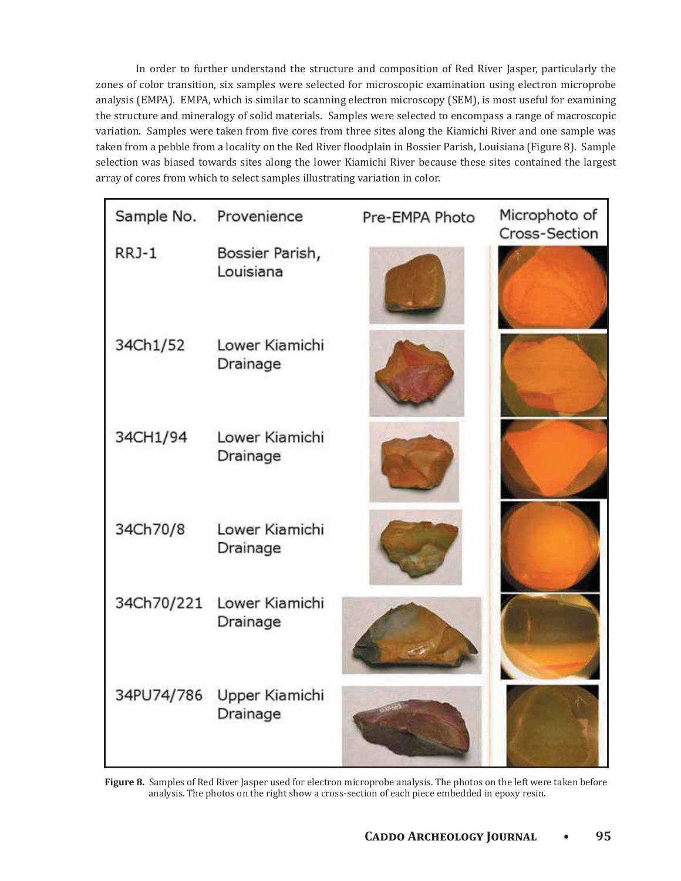In order to further understand the structure and composition of Red River Jasper, particularly the zones of color transition, six samples were selected for microscopic examination using electron microprobe analysis (EMPA). EMPA, which is similar to scanning electron microscopy (SEM), is most useful for examining the structure and mineralogy of solid materials. Samples were selected to encompass a range of macroscopic variation. Samples were taken from five cores from three sites along the Kiamichi River and one sample was taken from a pebble from a locality on the Red River floodplain in Bossier Parish, Louisiana (Figure 8). Sample selection was biased towards sites along the lower Kiamichi River because these sites contained the largest array of cores from which to select samples illustrating variation in color.

| Sample No. | Provenience | Pre-EMPA Photo | Microphoto of Cross-Section |
|---|---|---|---|
| RRJ-1 | Bossier Parish, Louisiana | | |
| 34Ch1/52 | Lower Kiamichi Drainage | | |
| 34CH1/94 | Lower Kiamichi Drainage | | |
| 34Ch70/8 | Lower Kiamichi Drainage | | |
| 34Ch70/221 | Lower Kiamichi Drainage | | |
| 34PU74/786 | Upper Kiamichi Drainage | | |

**Figure 8.** Samples of Red River Jasper used for electron microprobe analysis. The photos on the left were taken before analysis. The photos on the right show a cross-section of each piece embedded in epoxy resin.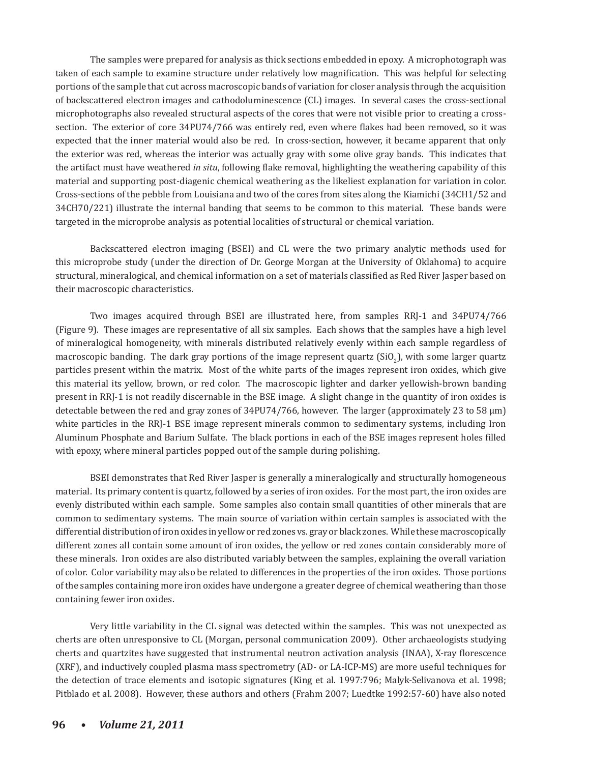The samples were prepared for analysis as thick sections embedded in epoxy. A microphotograph was taken of each sample to examine structure under relatively low magnification. This was helpful for selecting portions of the sample that cut across macroscopic bands of variation for closer analysis through the acquisition of backscattered electron images and cathodoluminescence (CL) images. In several cases the cross-sectional microphotographs also revealed structural aspects of the cores that were not visible prior to creating a cross-section. The exterior of core 34PU74/766 was entirely red, even where flakes had been removed, so it was expected that the inner material would also be red. In cross-section, however, it became apparent that only the exterior was red, whereas the interior was actually gray with some olive gray bands. This indicates that the artifact must have weathered *in situ*, following flake removal, highlighting the weathering capability of this material and supporting post-diagenic chemical weathering as the likeliest explanation for variation in color. Cross-sections of the pebble from Louisiana and two of the cores from sites along the Kiamichi (34CH1/52 and 34CH70/221) illustrate the internal banding that seems to be common to this material. These bands were targeted in the microprobe analysis as potential localities of structural or chemical variation.

Backscattered electron imaging (BSEI) and CL were the two primary analytic methods used for this microprobe study (under the direction of Dr. George Morgan at the University of Oklahoma) to acquire structural, mineralogical, and chemical information on a set of materials classified as Red River Jasper based on their macroscopic characteristics.

Two images acquired through BSEI are illustrated here, from samples RRJ-1 and 34PU74/766 (Figure 9). These images are representative of all six samples. Each shows that the samples have a high level of mineralogical homogeneity, with minerals distributed relatively evenly within each sample regardless of macroscopic banding. The dark gray portions of the image represent quartz ($SiO_2$), with some larger quartz particles present within the matrix. Most of the white parts of the images represent iron oxides, which give this material its yellow, brown, or red color. The macroscopic lighter and darker yellowish-brown banding present in RRJ-1 is not readily discernable in the BSE image. A slight change in the quantity of iron oxides is detectable between the red and gray zones of 34PU74/766, however. The larger (approximately 23 to 58 μm) white particles in the RRJ-1 BSE image represent minerals common to sedimentary systems, including Iron Aluminum Phosphate and Barium Sulfate. The black portions in each of the BSE images represent holes filled with epoxy, where mineral particles popped out of the sample during polishing.

BSEI demonstrates that Red River Jasper is generally a mineralogically and structurally homogeneous material. Its primary content is quartz, followed by a series of iron oxides. For the most part, the iron oxides are evenly distributed within each sample. Some samples also contain small quantities of other minerals that are common to sedimentary systems. The main source of variation within certain samples is associated with the differential distribution of iron oxides in yellow or red zones vs. gray or black zones. While these macroscopically different zones all contain some amount of iron oxides, the yellow or red zones contain considerably more of these minerals. Iron oxides are also distributed variably between the samples, explaining the overall variation of color. Color variability may also be related to differences in the properties of the iron oxides. Those portions of the samples containing more iron oxides have undergone a greater degree of chemical weathering than those containing fewer iron oxides.

Very little variability in the CL signal was detected within the samples. This was not unexpected as cherts are often unresponsive to CL (Morgan, personal communication 2009). Other archaeologists studying cherts and quartzites have suggested that instrumental neutron activation analysis (INAA), X-ray florescence (XRF), and inductively coupled plasma mass spectrometry (AD- or LA-ICP-MS) are more useful techniques for the detection of trace elements and isotopic signatures (King et al. 1997:796; Malyk-Selivanova et al. 1998; Pitblado et al. 2008). However, these authors and others (Frahm 2007; Luedtke 1992:57-60) have also noted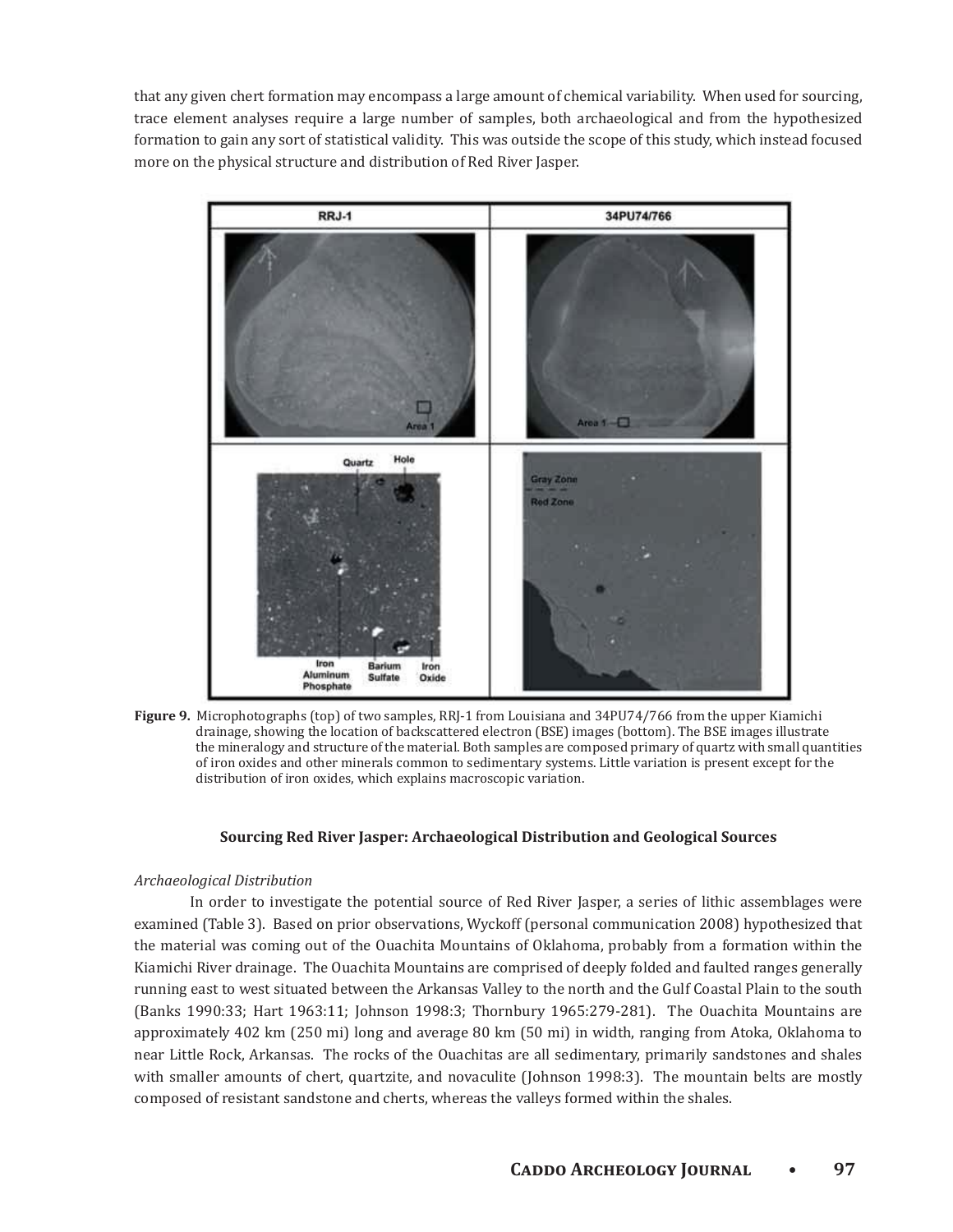that any given chert formation may encompass a large amount of chemical variability. When used for sourcing, trace element analyses require a large number of samples, both archaeological and from the hypothesized formation to gain any sort of statistical validity. This was outside the scope of this study, which instead focused more on the physical structure and distribution of Red River Jasper.

**Figure 9.** Microphotographs (top) of two samples, RRJ-1 from Louisiana and 34PU74/766 from the upper Kiamichi drainage, showing the location of backscattered electron (BSE) images (bottom). The BSE images illustrate the mineralogy and structure of the material. Both samples are composed primary of quartz with small quantities of iron oxides and other minerals common to sedimentary systems. Little variation is present except for the distribution of iron oxides, which explains macroscopic variation.

### Sourcing Red River Jasper: Archaeological Distribution and Geological Sources

*Archaeological Distribution*

In order to investigate the potential source of Red River Jasper, a series of lithic assemblages were examined (Table 3). Based on prior observations, Wyckoff (personal communication 2008) hypothesized that the material was coming out of the Ouachita Mountains of Oklahoma, probably from a formation within the Kiamichi River drainage. The Ouachita Mountains are comprised of deeply folded and faulted ranges generally running east to west situated between the Arkansas Valley to the north and the Gulf Coastal Plain to the south (Banks 1990:33; Hart 1963:11; Johnson 1998:3; Thornbury 1965:279-281). The Ouachita Mountains are approximately 402 km (250 mi) long and average 80 km (50 mi) in width, ranging from Atoka, Oklahoma to near Little Rock, Arkansas. The rocks of the Ouachitas are all sedimentary, primarily sandstones and shales with smaller amounts of chert, quartzite, and novaculite (Johnson 1998:3). The mountain belts are mostly composed of resistant sandstone and cherts, whereas the valleys formed within the shales.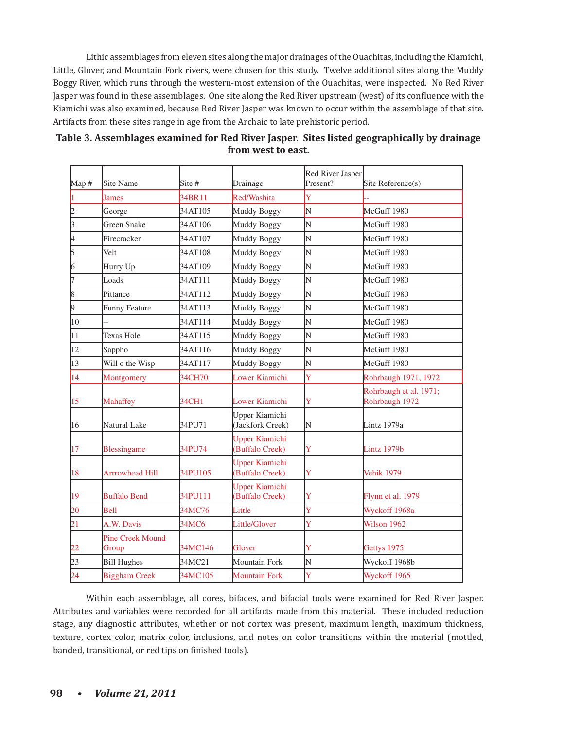Lithic assemblages from eleven sites along the major drainages of the Ouachitas, including the Kiamichi, Little, Glover, and Mountain Fork rivers, were chosen for this study. Twelve additional sites along the Muddy Boggy River, which runs through the western-most extension of the Ouachitas, were inspected. No Red River Jasper was found in these assemblages. One site along the Red River upstream (west) of its confluence with the Kiamichi was also examined, because Red River Jasper was known to occur within the assemblage of that site. Artifacts from these sites range in age from the Archaic to late prehistoric period.

**Table 3. Assemblages examined for Red River Jasper. Sites listed geographically by drainage from west to east.**

| Map # | Site Name | Site # | Drainage | Red River Jasper Present? | Site Reference(s) |
|---|---|---|---|---|---|
| 1 | James | 34BR11 | Red/Washita | Y | -- |
| 2 | George | 34AT105 | Muddy Boggy | N | McGuff 1980 |
| 3 | Green Snake | 34AT106 | Muddy Boggy | N | McGuff 1980 |
| 4 | Firecracker | 34AT107 | Muddy Boggy | N | McGuff 1980 |
| 5 | Velt | 34AT108 | Muddy Boggy | N | McGuff 1980 |
| 6 | Hurry Up | 34AT109 | Muddy Boggy | N | McGuff 1980 |
| 7 | Loads | 34AT111 | Muddy Boggy | N | McGuff 1980 |
| 8 | Pittance | 34AT112 | Muddy Boggy | N | McGuff 1980 |
| 9 | Funny Feature | 34AT113 | Muddy Boggy | N | McGuff 1980 |
| 10 | -- | 34AT114 | Muddy Boggy | N | McGuff 1980 |
| 11 | Texas Hole | 34AT115 | Muddy Boggy | N | McGuff 1980 |
| 12 | Sappho | 34AT116 | Muddy Boggy | N | McGuff 1980 |
| 13 | Will o the Wisp | 34AT117 | Muddy Boggy | N | McGuff 1980 |
| 14 | Montgomery | 34CH70 | Lower Kiamichi | Y | Rohrbaugh 1971, 1972 |
| 15 | Mahaffey | 34CH1 | Lower Kiamichi | Y | Rohrbaugh et al. 1971; Rohrbaugh 1972 |
| 16 | Natural Lake | 34PU71 | Upper Kiamichi (Jackfork Creek) | N | Lintz 1979a |
| 17 | Blessingame | 34PU74 | Upper Kiamichi (Buffalo Creek) | Y | Lintz 1979b |
| 18 | Arrrowhead Hill | 34PU105 | Upper Kiamichi (Buffalo Creek) | Y | Vehik 1979 |
| 19 | Buffalo Bend | 34PU111 | Upper Kiamichi (Buffalo Creek) | Y | Flynn et al. 1979 |
| 20 | Bell | 34MC76 | Little | Y | Wyckoff 1968a |
| 21 | A.W. Davis | 34MC6 | Little/Glover | Y | Wilson 1962 |
| 22 | Pine Creek Mound Group | 34MC146 | Glover | Y | Gettys 1975 |
| 23 | Bill Hughes | 34MC21 | Mountain Fork | N | Wyckoff 1968b |
| 24 | Biggham Creek | 34MC105 | Mountain Fork | Y | Wyckoff 1965 |

Within each assemblage, all cores, bifaces, and bifacial tools were examined for Red River Jasper. Attributes and variables were recorded for all artifacts made from this material. These included reduction stage, any diagnostic attributes, whether or not cortex was present, maximum length, maximum thickness, texture, cortex color, matrix color, inclusions, and notes on color transitions within the material (mottled, banded, transitional, or red tips on finished tools).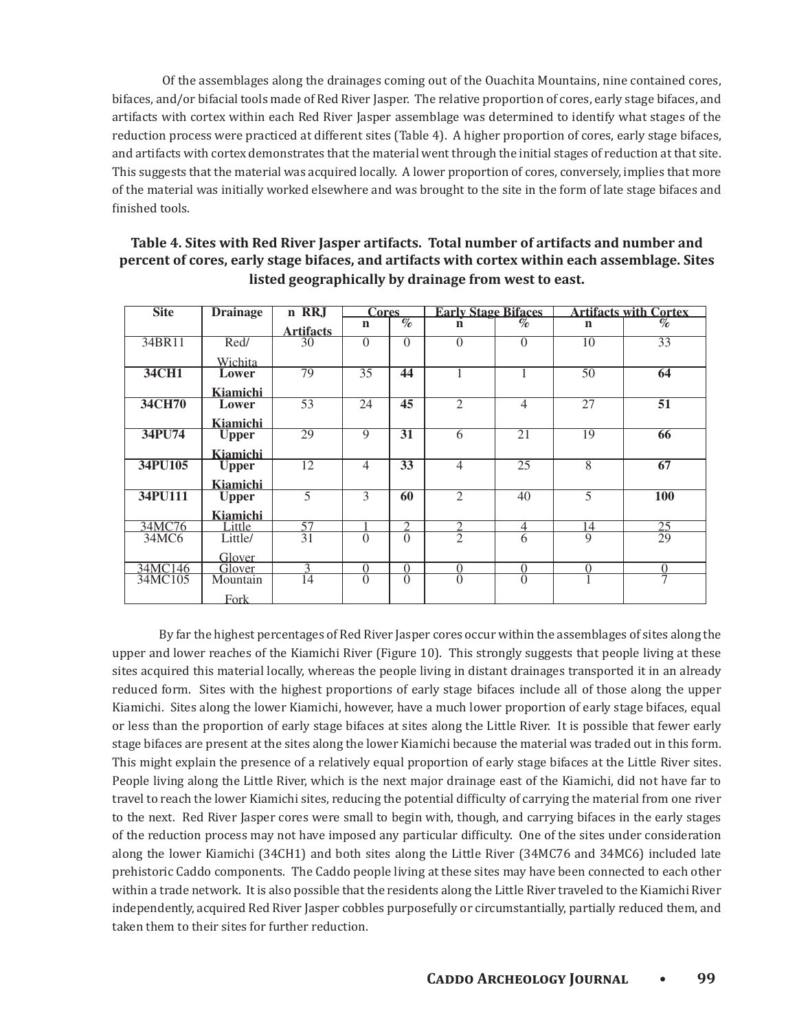Of the assemblages along the drainages coming out of the Ouachita Mountains, nine contained cores, bifaces, and/or bifacial tools made of Red River Jasper. The relative proportion of cores, early stage bifaces, and artifacts with cortex within each Red River Jasper assemblage was determined to identify what stages of the reduction process were practiced at different sites (Table 4). A higher proportion of cores, early stage bifaces, and artifacts with cortex demonstrates that the material went through the initial stages of reduction at that site. This suggests that the material was acquired locally. A lower proportion of cores, conversely, implies that more of the material was initially worked elsewhere and was brought to the site in the form of late stage bifaces and finished tools.

**Table 4. Sites with Red River Jasper artifacts. Total number of artifacts and number and percent of cores, early stage bifaces, and artifacts with cortex within each assemblage. Sites listed geographically by drainage from west to east.**

| Site | Drainage | n RRJ Artifacts | Cores | | Early Stage Bifaces | | Artifacts with Cortex | |
|---|---|---|---|---|---|---|---|---|
| | | | n | % | n | % | n | % |
| 34BR11 | Red/ Wichita | 30 | 0 | 0 | 0 | 0 | 10 | 33 |
| **34CH1** | **Lower Kiamichi** | 79 | 35 | **44** | 1 | 1 | 50 | **64** |
| **34CH70** | **Lower Kiamichi** | 53 | 24 | **45** | 2 | 4 | 27 | **51** |
| **34PU74** | **Upper Kiamichi** | 29 | 9 | **31** | 6 | 21 | 19 | **66** |
| **34PU105** | **Upper Kiamichi** | 12 | 4 | **33** | 4 | 25 | 8 | **67** |
| **34PU111** | **Upper Kiamichi** | 5 | 3 | **60** | 2 | 40 | 5 | **100** |
| 34MC76 | Little | 57 | 1 | 2 | 2 | 4 | 14 | 25 |
| 34MC6 | Little/ Glover | 31 | 0 | 0 | 2 | 6 | 9 | 29 |
| 34MC146 | Glover | 3 | 0 | 0 | 0 | 0 | 0 | 0 |
| 34MC105 | Mountain Fork | 14 | 0 | 0 | 0 | 0 | 1 | 7 |

By far the highest percentages of Red River Jasper cores occur within the assemblages of sites along the upper and lower reaches of the Kiamichi River (Figure 10). This strongly suggests that people living at these sites acquired this material locally, whereas the people living in distant drainages transported it in an already reduced form. Sites with the highest proportions of early stage bifaces include all of those along the upper Kiamichi. Sites along the lower Kiamichi, however, have a much lower proportion of early stage bifaces, equal or less than the proportion of early stage bifaces at sites along the Little River. It is possible that fewer early stage bifaces are present at the sites along the lower Kiamichi because the material was traded out in this form. This might explain the presence of a relatively equal proportion of early stage bifaces at the Little River sites. People living along the Little River, which is the next major drainage east of the Kiamichi, did not have far to travel to reach the lower Kiamichi sites, reducing the potential difficulty of carrying the material from one river to the next. Red River Jasper cores were small to begin with, though, and carrying bifaces in the early stages of the reduction process may not have imposed any particular difficulty. One of the sites under consideration along the lower Kiamichi (34CH1) and both sites along the Little River (34MC76 and 34MC6) included late prehistoric Caddo components. The Caddo people living at these sites may have been connected to each other within a trade network. It is also possible that the residents along the Little River traveled to the Kiamichi River independently, acquired Red River Jasper cobbles purposefully or circumstantially, partially reduced them, and taken them to their sites for further reduction.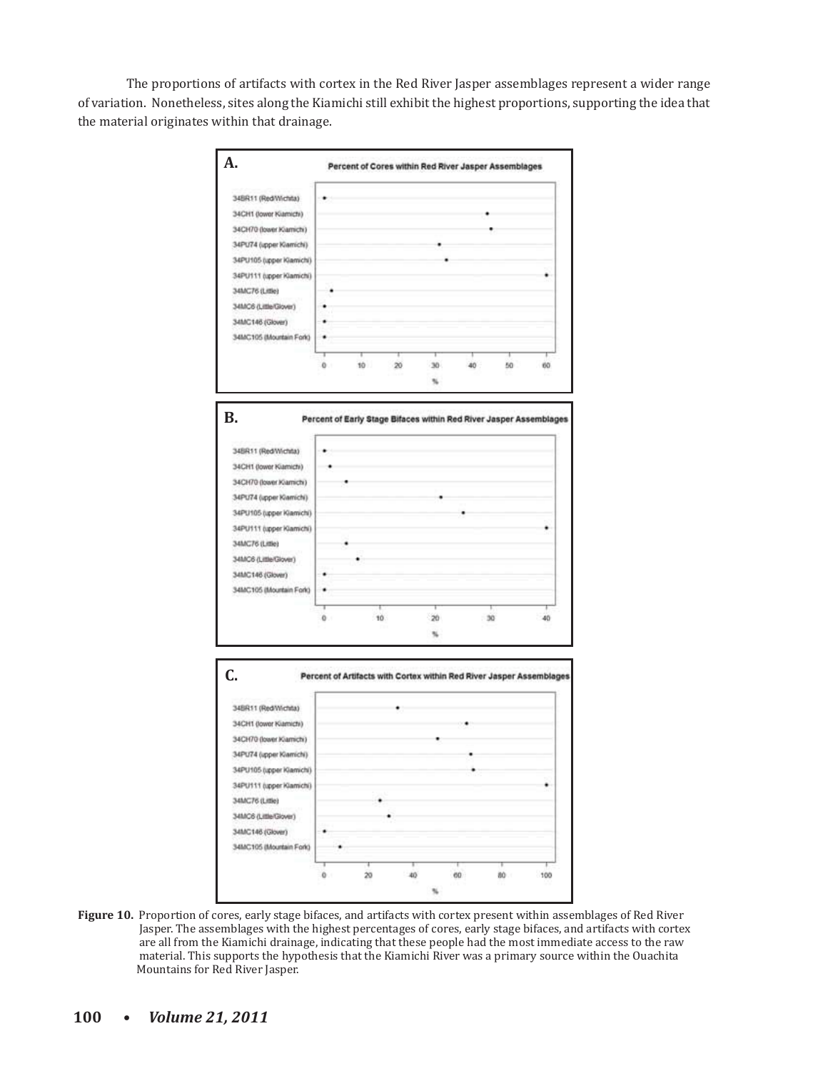The proportions of artifacts with cortex in the Red River Jasper assemblages represent a wider range of variation. Nonetheless, sites along the Kiamichi still exhibit the highest proportions, supporting the idea that the material originates within that drainage.

**Figure 10.** Proportion of cores, early stage bifaces, and artifacts with cortex present within assemblages of Red River Jasper. The assemblages with the highest percentages of cores, early stage bifaces, and artifacts with cortex are all from the Kiamichi drainage, indicating that these people had the most immediate access to the raw material. This supports the hypothesis that the Kiamichi River was a primary source within the Ouachita Mountains for Red River Jasper.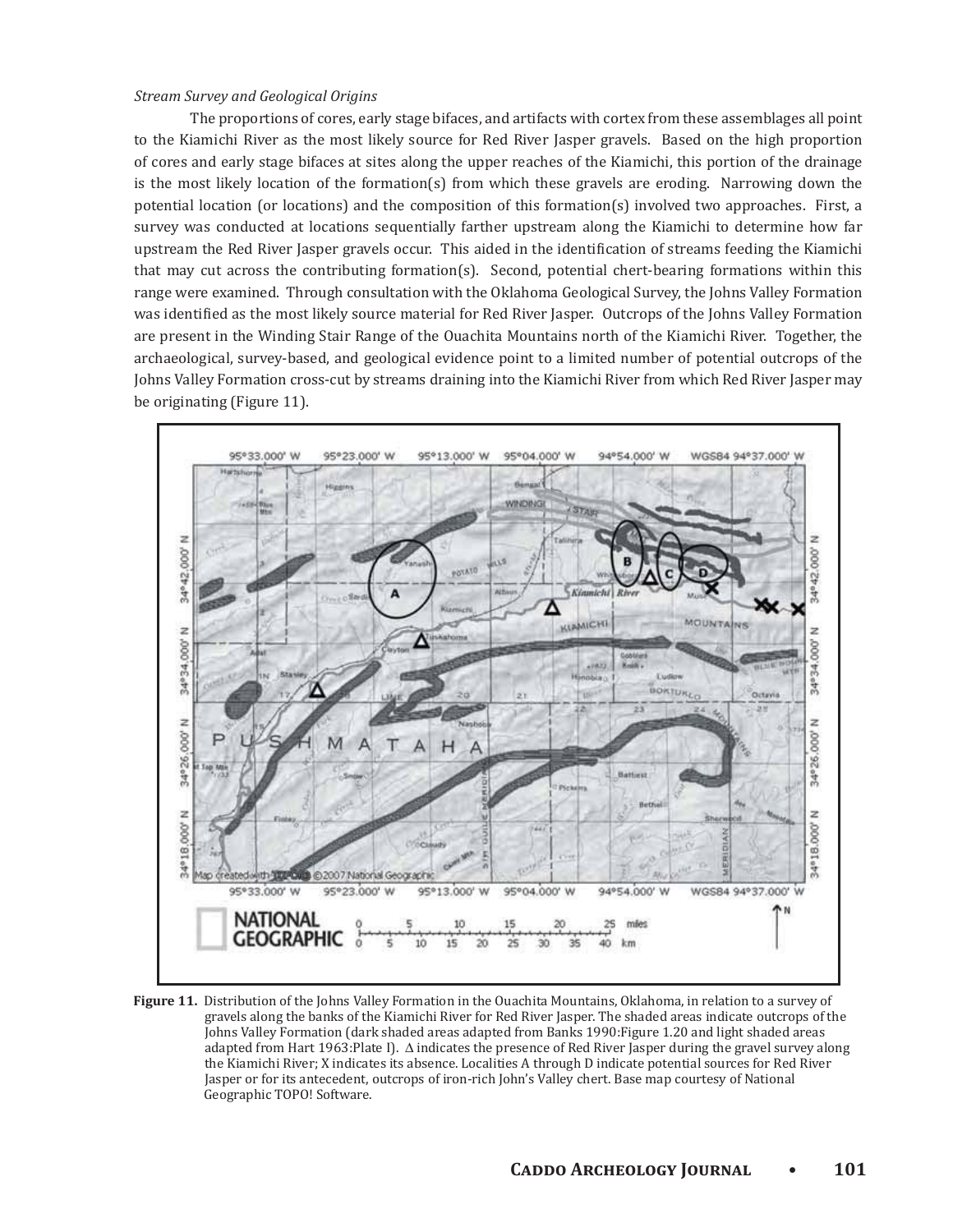*Stream Survey and Geological Origins*

The proportions of cores, early stage bifaces, and artifacts with cortex from these assemblages all point to the Kiamichi River as the most likely source for Red River Jasper gravels. Based on the high proportion of cores and early stage bifaces at sites along the upper reaches of the Kiamichi, this portion of the drainage is the most likely location of the formation(s) from which these gravels are eroding. Narrowing down the potential location (or locations) and the composition of this formation(s) involved two approaches. First, a survey was conducted at locations sequentially farther upstream along the Kiamichi to determine how far upstream the Red River Jasper gravels occur. This aided in the identification of streams feeding the Kiamichi that may cut across the contributing formation(s). Second, potential chert-bearing formations within this range were examined. Through consultation with the Oklahoma Geological Survey, the Johns Valley Formation was identified as the most likely source material for Red River Jasper. Outcrops of the Johns Valley Formation are present in the Winding Stair Range of the Ouachita Mountains north of the Kiamichi River. Together, the archaeological, survey-based, and geological evidence point to a limited number of potential outcrops of the Johns Valley Formation cross-cut by streams draining into the Kiamichi River from which Red River Jasper may be originating (Figure 11).

**Figure 11.** Distribution of the Johns Valley Formation in the Ouachita Mountains, Oklahoma, in relation to a survey of gravels along the banks of the Kiamichi River for Red River Jasper. The shaded areas indicate outcrops of the Johns Valley Formation (dark shaded areas adapted from Banks 1990:Figure 1.20 and light shaded areas adapted from Hart 1963:Plate I). ∆ indicates the presence of Red River Jasper during the gravel survey along the Kiamichi River; X indicates its absence. Localities A through D indicate potential sources for Red River Jasper or for its antecedent, outcrops of iron-rich John's Valley chert. Base map courtesy of National Geographic TOPO! Software.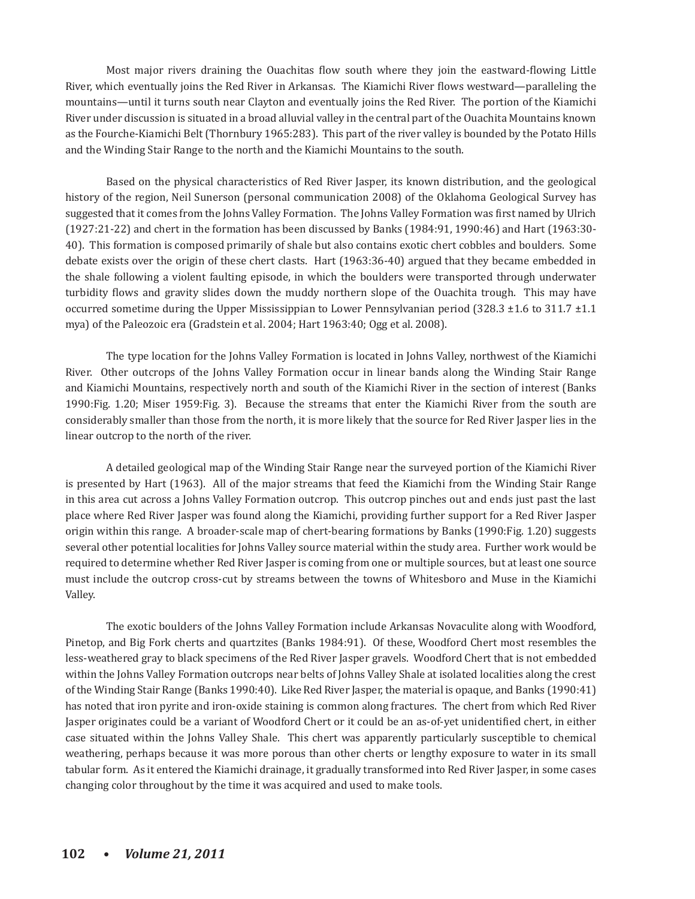Most major rivers draining the Ouachitas flow south where they join the eastward-flowing Little River, which eventually joins the Red River in Arkansas. The Kiamichi River flows westward—paralleling the mountains—until it turns south near Clayton and eventually joins the Red River. The portion of the Kiamichi River under discussion is situated in a broad alluvial valley in the central part of the Ouachita Mountains known as the Fourche-Kiamichi Belt (Thornbury 1965:283). This part of the river valley is bounded by the Potato Hills and the Winding Stair Range to the north and the Kiamichi Mountains to the south.

Based on the physical characteristics of Red River Jasper, its known distribution, and the geological history of the region, Neil Sunerson (personal communication 2008) of the Oklahoma Geological Survey has suggested that it comes from the Johns Valley Formation. The Johns Valley Formation was first named by Ulrich (1927:21-22) and chert in the formation has been discussed by Banks (1984:91, 1990:46) and Hart (1963:30-40). This formation is composed primarily of shale but also contains exotic chert cobbles and boulders. Some debate exists over the origin of these chert clasts. Hart (1963:36-40) argued that they became embedded in the shale following a violent faulting episode, in which the boulders were transported through underwater turbidity flows and gravity slides down the muddy northern slope of the Ouachita trough. This may have occurred sometime during the Upper Mississippian to Lower Pennsylvanian period (328.3 ±1.6 to 311.7 ±1.1 mya) of the Paleozoic era (Gradstein et al. 2004; Hart 1963:40; Ogg et al. 2008).

The type location for the Johns Valley Formation is located in Johns Valley, northwest of the Kiamichi River. Other outcrops of the Johns Valley Formation occur in linear bands along the Winding Stair Range and Kiamichi Mountains, respectively north and south of the Kiamichi River in the section of interest (Banks 1990:Fig. 1.20; Miser 1959:Fig. 3). Because the streams that enter the Kiamichi River from the south are considerably smaller than those from the north, it is more likely that the source for Red River Jasper lies in the linear outcrop to the north of the river.

A detailed geological map of the Winding Stair Range near the surveyed portion of the Kiamichi River is presented by Hart (1963). All of the major streams that feed the Kiamichi from the Winding Stair Range in this area cut across a Johns Valley Formation outcrop. This outcrop pinches out and ends just past the last place where Red River Jasper was found along the Kiamichi, providing further support for a Red River Jasper origin within this range. A broader-scale map of chert-bearing formations by Banks (1990:Fig. 1.20) suggests several other potential localities for Johns Valley source material within the study area. Further work would be required to determine whether Red River Jasper is coming from one or multiple sources, but at least one source must include the outcrop cross-cut by streams between the towns of Whitesboro and Muse in the Kiamichi Valley.

The exotic boulders of the Johns Valley Formation include Arkansas Novaculite along with Woodford, Pinetop, and Big Fork cherts and quartzites (Banks 1984:91). Of these, Woodford Chert most resembles the less-weathered gray to black specimens of the Red River Jasper gravels. Woodford Chert that is not embedded within the Johns Valley Formation outcrops near belts of Johns Valley Shale at isolated localities along the crest of the Winding Stair Range (Banks 1990:40). Like Red River Jasper, the material is opaque, and Banks (1990:41) has noted that iron pyrite and iron-oxide staining is common along fractures. The chert from which Red River Jasper originates could be a variant of Woodford Chert or it could be an as-of-yet unidentified chert, in either case situated within the Johns Valley Shale. This chert was apparently particularly susceptible to chemical weathering, perhaps because it was more porous than other cherts or lengthy exposure to water in its small tabular form. As it entered the Kiamichi drainage, it gradually transformed into Red River Jasper, in some cases changing color throughout by the time it was acquired and used to make tools.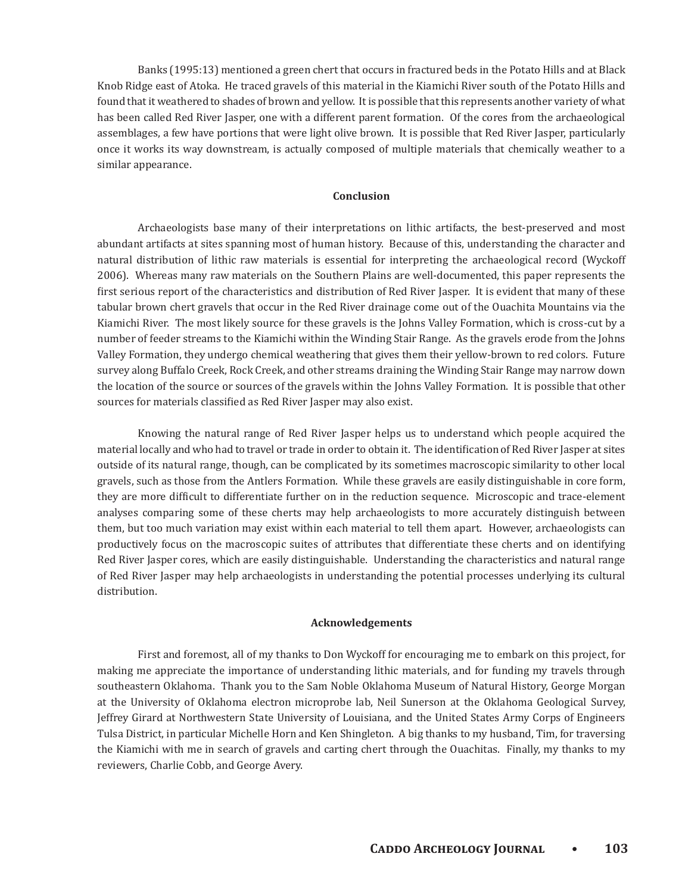Banks (1995:13) mentioned a green chert that occurs in fractured beds in the Potato Hills and at Black Knob Ridge east of Atoka. He traced gravels of this material in the Kiamichi River south of the Potato Hills and found that it weathered to shades of brown and yellow. It is possible that this represents another variety of what has been called Red River Jasper, one with a different parent formation. Of the cores from the archaeological assemblages, a few have portions that were light olive brown. It is possible that Red River Jasper, particularly once it works its way downstream, is actually composed of multiple materials that chemically weather to a similar appearance.

## Conclusion

Archaeologists base many of their interpretations on lithic artifacts, the best-preserved and most abundant artifacts at sites spanning most of human history. Because of this, understanding the character and natural distribution of lithic raw materials is essential for interpreting the archaeological record (Wyckoff 2006). Whereas many raw materials on the Southern Plains are well-documented, this paper represents the first serious report of the characteristics and distribution of Red River Jasper. It is evident that many of these tabular brown chert gravels that occur in the Red River drainage come out of the Ouachita Mountains via the Kiamichi River. The most likely source for these gravels is the Johns Valley Formation, which is cross-cut by a number of feeder streams to the Kiamichi within the Winding Stair Range. As the gravels erode from the Johns Valley Formation, they undergo chemical weathering that gives them their yellow-brown to red colors. Future survey along Buffalo Creek, Rock Creek, and other streams draining the Winding Stair Range may narrow down the location of the source or sources of the gravels within the Johns Valley Formation. It is possible that other sources for materials classified as Red River Jasper may also exist.

Knowing the natural range of Red River Jasper helps us to understand which people acquired the material locally and who had to travel or trade in order to obtain it. The identification of Red River Jasper at sites outside of its natural range, though, can be complicated by its sometimes macroscopic similarity to other local gravels, such as those from the Antlers Formation. While these gravels are easily distinguishable in core form, they are more difficult to differentiate further on in the reduction sequence. Microscopic and trace-element analyses comparing some of these cherts may help archaeologists to more accurately distinguish between them, but too much variation may exist within each material to tell them apart. However, archaeologists can productively focus on the macroscopic suites of attributes that differentiate these cherts and on identifying Red River Jasper cores, which are easily distinguishable. Understanding the characteristics and natural range of Red River Jasper may help archaeologists in understanding the potential processes underlying its cultural distribution.

## Acknowledgements

First and foremost, all of my thanks to Don Wyckoff for encouraging me to embark on this project, for making me appreciate the importance of understanding lithic materials, and for funding my travels through southeastern Oklahoma. Thank you to the Sam Noble Oklahoma Museum of Natural History, George Morgan at the University of Oklahoma electron microprobe lab, Neil Sunerson at the Oklahoma Geological Survey, Jeffrey Girard at Northwestern State University of Louisiana, and the United States Army Corps of Engineers Tulsa District, in particular Michelle Horn and Ken Shingleton. A big thanks to my husband, Tim, for traversing the Kiamichi with me in search of gravels and carting chert through the Ouachitas. Finally, my thanks to my reviewers, Charlie Cobb, and George Avery.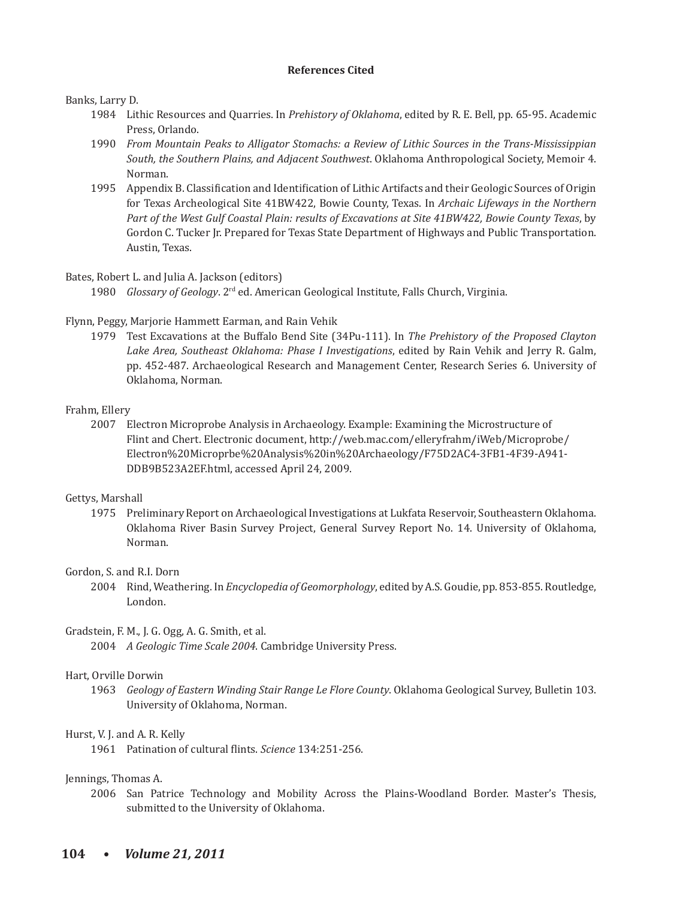## References Cited

Banks, Larry D.

1984 Lithic Resources and Quarries. In *Prehistory of Oklahoma*, edited by R. E. Bell, pp. 65-95. Academic Press, Orlando.

1990 *From Mountain Peaks to Alligator Stomachs: a Review of Lithic Sources in the Trans-Mississippian South, the Southern Plains, and Adjacent Southwest*. Oklahoma Anthropological Society, Memoir 4. Norman.

1995 Appendix B. Classification and Identification of Lithic Artifacts and their Geologic Sources of Origin for Texas Archeological Site 41BW422, Bowie County, Texas. In *Archaic Lifeways in the Northern Part of the West Gulf Coastal Plain: results of Excavations at Site 41BW422, Bowie County Texas*, by Gordon C. Tucker Jr. Prepared for Texas State Department of Highways and Public Transportation. Austin, Texas.

Bates, Robert L. and Julia A. Jackson (editors)

1980 *Glossary of Geology*. 2rd ed. American Geological Institute, Falls Church, Virginia.

Flynn, Peggy, Marjorie Hammett Earman, and Rain Vehik

1979 Test Excavations at the Buffalo Bend Site (34Pu-111). In *The Prehistory of the Proposed Clayton Lake Area, Southeast Oklahoma: Phase I Investigations*, edited by Rain Vehik and Jerry R. Galm, pp. 452-487. Archaeological Research and Management Center, Research Series 6. University of Oklahoma, Norman.

Frahm, Ellery

2007 Electron Microprobe Analysis in Archaeology. Example: Examining the Microstructure of Flint and Chert. Electronic document, http://web.mac.com/elleryfrahm/iWeb/Microprobe/Electron%20Microprbe%20Analysis%20in%20Archaeology/F75D2AC4-3FB1-4F39-A941-DDB9B523A2EF.html, accessed April 24, 2009.

Gettys, Marshall

1975 Preliminary Report on Archaeological Investigations at Lukfata Reservoir, Southeastern Oklahoma. Oklahoma River Basin Survey Project, General Survey Report No. 14. University of Oklahoma, Norman.

Gordon, S. and R.I. Dorn

2004 Rind, Weathering. In *Encyclopedia of Geomorphology*, edited by A.S. Goudie, pp. 853-855. Routledge, London.

Gradstein, F. M., J. G. Ogg, A. G. Smith, et al.

2004 *A Geologic Time Scale 2004*. Cambridge University Press.

Hart, Orville Dorwin

1963 *Geology of Eastern Winding Stair Range Le Flore County*. Oklahoma Geological Survey, Bulletin 103. University of Oklahoma, Norman.

Hurst, V. J. and A. R. Kelly

1961 Patination of cultural flints. *Science* 134:251-256.

Jennings, Thomas A.

2006 San Patrice Technology and Mobility Across the Plains-Woodland Border. Master's Thesis, submitted to the University of Oklahoma.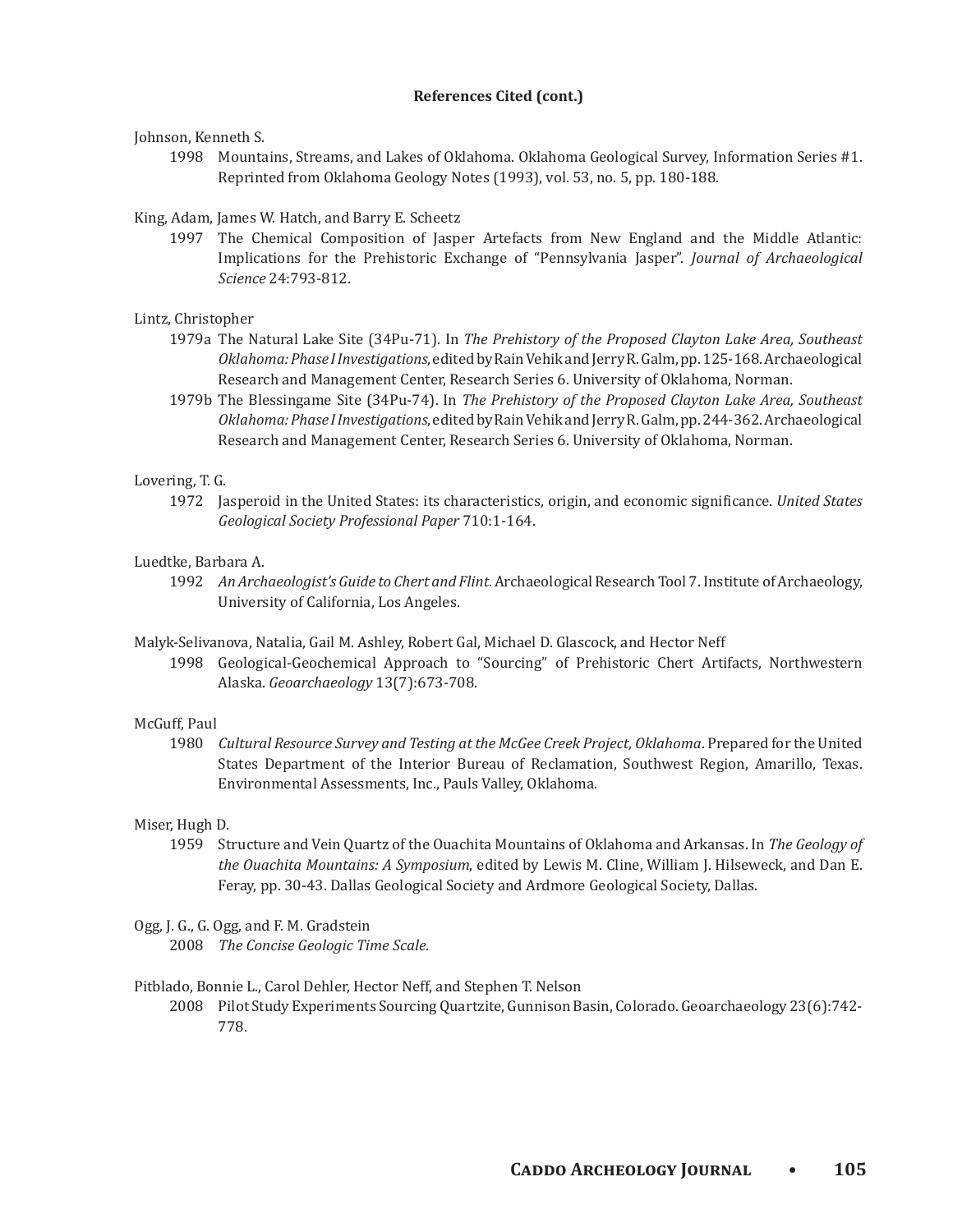**References Cited (cont.)**

Johnson, Kenneth S.

1998 Mountains, Streams, and Lakes of Oklahoma. Oklahoma Geological Survey, Information Series #1. Reprinted from Oklahoma Geology Notes (1993), vol. 53, no. 5, pp. 180-188.

King, Adam, James W. Hatch, and Barry E. Scheetz

1997 The Chemical Composition of Jasper Artefacts from New England and the Middle Atlantic: Implications for the Prehistoric Exchange of "Pennsylvania Jasper". *Journal of Archaeological Science* 24:793-812.

Lintz, Christopher

1979a The Natural Lake Site (34Pu-71). In *The Prehistory of the Proposed Clayton Lake Area, Southeast Oklahoma: Phase I Investigations*, edited by Rain Vehik and Jerry R. Galm, pp. 125-168. Archaeological Research and Management Center, Research Series 6. University of Oklahoma, Norman.

1979b The Blessingame Site (34Pu-74). In *The Prehistory of the Proposed Clayton Lake Area, Southeast Oklahoma: Phase I Investigations*, edited by Rain Vehik and Jerry R. Galm, pp. 244-362. Archaeological Research and Management Center, Research Series 6. University of Oklahoma, Norman.

Lovering, T. G.

1972 Jasperoid in the United States: its characteristics, origin, and economic significance. *United States Geological Society Professional Paper* 710:1-164.

Luedtke, Barbara A.

1992 *An Archaeologist's Guide to Chert and Flint*. Archaeological Research Tool 7. Institute of Archaeology, University of California, Los Angeles.

Malyk-Selivanova, Natalia, Gail M. Ashley, Robert Gal, Michael D. Glascock, and Hector Neff

1998 Geological-Geochemical Approach to "Sourcing" of Prehistoric Chert Artifacts, Northwestern Alaska. *Geoarchaeology* 13(7):673-708.

McGuff, Paul

1980 *Cultural Resource Survey and Testing at the McGee Creek Project, Oklahoma*. Prepared for the United States Department of the Interior Bureau of Reclamation, Southwest Region, Amarillo, Texas. Environmental Assessments, Inc., Pauls Valley, Oklahoma.

Miser, Hugh D.

1959 Structure and Vein Quartz of the Ouachita Mountains of Oklahoma and Arkansas. In *The Geology of the Ouachita Mountains: A Symposium*, edited by Lewis M. Cline, William J. Hilseweck, and Dan E. Feray, pp. 30-43. Dallas Geological Society and Ardmore Geological Society, Dallas.

Ogg, J. G., G. Ogg, and F. M. Gradstein

2008 *The Concise Geologic Time Scale.*

Pitblado, Bonnie L., Carol Dehler, Hector Neff, and Stephen T. Nelson

2008 Pilot Study Experiments Sourcing Quartzite, Gunnison Basin, Colorado. Geoarchaeology 23(6):742-778.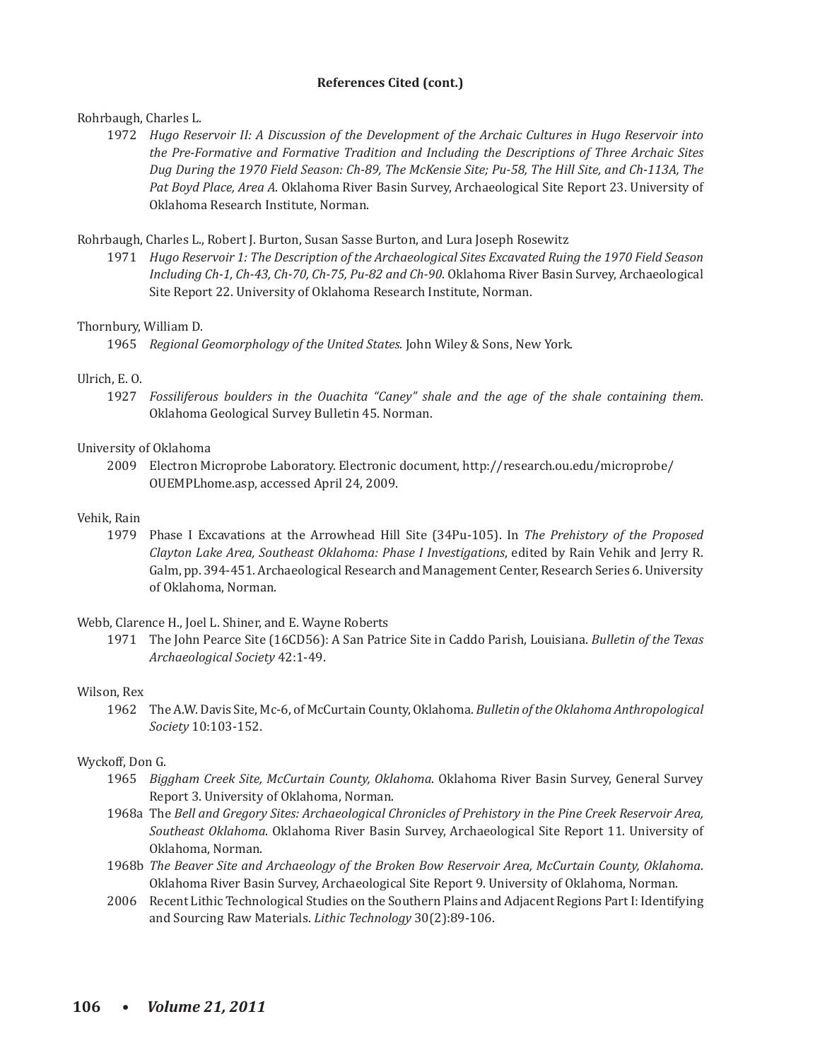**References Cited (cont.)**

Rohrbaugh, Charles L.

1972 *Hugo Reservoir II: A Discussion of the Development of the Archaic Cultures in Hugo Reservoir into the Pre-Formative and Formative Tradition and Including the Descriptions of Three Archaic Sites Dug During the 1970 Field Season: Ch-89, The McKensie Site; Pu-58, The Hill Site, and Ch-113A, The Pat Boyd Place, Area A*. Oklahoma River Basin Survey, Archaeological Site Report 23. University of Oklahoma Research Institute, Norman.

Rohrbaugh, Charles L., Robert J. Burton, Susan Sasse Burton, and Lura Joseph Rosewitz

1971 *Hugo Reservoir 1: The Description of the Archaeological Sites Excavated Ruing the 1970 Field Season Including Ch-1, Ch-43, Ch-70, Ch-75, Pu-82 and Ch-90*. Oklahoma River Basin Survey, Archaeological Site Report 22. University of Oklahoma Research Institute, Norman.

Thornbury, William D.

1965 *Regional Geomorphology of the United States*. John Wiley & Sons, New York.

Ulrich, E. O.

1927 *Fossiliferous boulders in the Ouachita "Caney" shale and the age of the shale containing them*. Oklahoma Geological Survey Bulletin 45. Norman.

University of Oklahoma

2009 Electron Microprobe Laboratory. Electronic document, http://research.ou.edu/microprobe/OUEMPLhome.asp, accessed April 24, 2009.

Vehik, Rain

1979 Phase I Excavations at the Arrowhead Hill Site (34Pu-105). In *The Prehistory of the Proposed Clayton Lake Area, Southeast Oklahoma: Phase I Investigations*, edited by Rain Vehik and Jerry R. Galm, pp. 394-451. Archaeological Research and Management Center, Research Series 6. University of Oklahoma, Norman.

Webb, Clarence H., Joel L. Shiner, and E. Wayne Roberts

1971 The John Pearce Site (16CD56): A San Patrice Site in Caddo Parish, Louisiana. *Bulletin of the Texas Archaeological Society* 42:1-49.

Wilson, Rex

1962 The A.W. Davis Site, Mc-6, of McCurtain County, Oklahoma. *Bulletin of the Oklahoma Anthropological Society* 10:103-152.

Wyckoff, Don G.

1965 *Biggham Creek Site, McCurtain County, Oklahoma*. Oklahoma River Basin Survey, General Survey Report 3. University of Oklahoma, Norman.

1968a The *Bell and Gregory Sites: Archaeological Chronicles of Prehistory in the Pine Creek Reservoir Area, Southeast Oklahoma*. Oklahoma River Basin Survey, Archaeological Site Report 11. University of Oklahoma, Norman.

1968b *The Beaver Site and Archaeology of the Broken Bow Reservoir Area, McCurtain County, Oklahoma*. Oklahoma River Basin Survey, Archaeological Site Report 9. University of Oklahoma, Norman.

2006 Recent Lithic Technological Studies on the Southern Plains and Adjacent Regions Part I: Identifying and Sourcing Raw Materials. *Lithic Technology* 30(2):89-106.